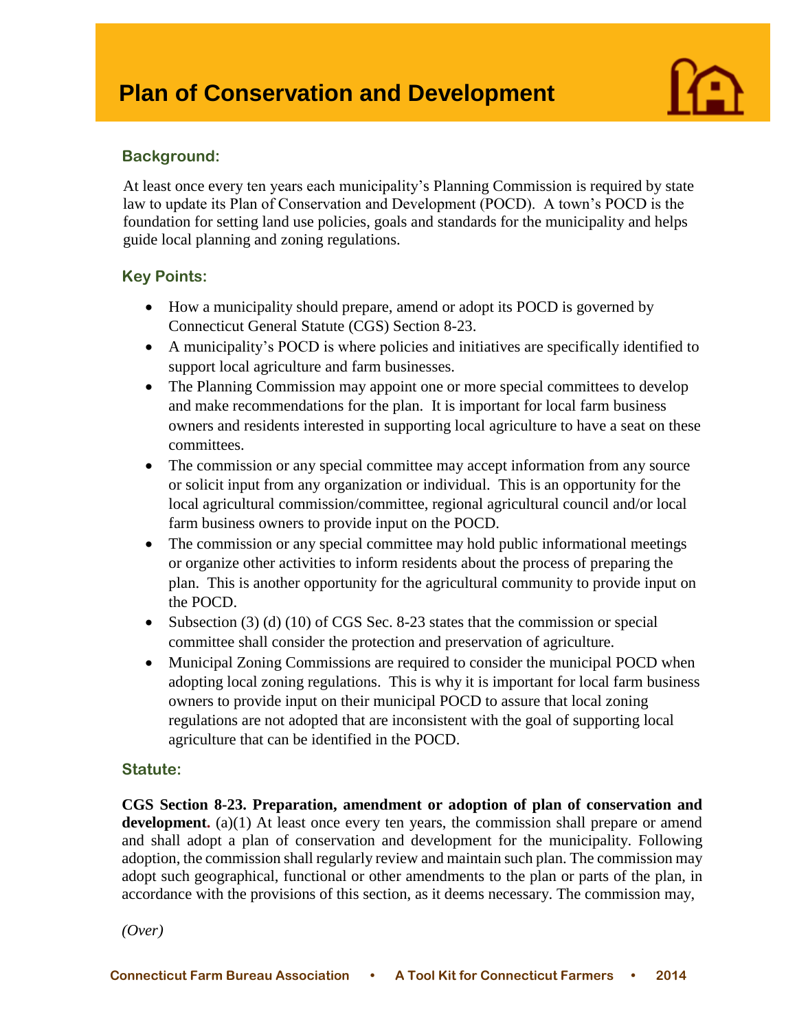# Plan of Conservation and Development

### Background:

At least once every ten years each municipality's Planning Commission is required by state law to update its Plan of Conservation and Development (POCD). A town's POCD is the foundation for setting land use policies, goals and standards for the municipality and helps guide local planning and zoning regulations.

### Key Points:

- How a municipality should prepare, amend or adopt its POCD is governed by Connecticut General Statute (CGS) Section 8-23.
- A municipality's POCD is where policies and initiatives are specifically identified to support local agriculture and farm businesses.
- The Planning Commission may appoint one or more special committees to develop and make recommendations for the plan. It is important for local farm business owners and residents interested in supporting local agriculture to have a seat on these committees.
- The commission or any special committee may accept information from any source or solicit input from any organization or individual. This is an opportunity for the local agricultural commission/committee, regional agricultural council and/or local farm business owners to provide input on the POCD.
- The commission or any special committee may hold public informational meetings or organize other activities to inform residents about the process of preparing the plan. This is another opportunity for the agricultural community to provide input on the POCD.
- Subsection (3) (d) (10) of CGS Sec. 8-23 states that the commission or special committee shall consider the protection and preservation of agriculture.
- Municipal Zoning Commissions are required to consider the municipal POCD when adopting local zoning regulations. This is why it is important for local farm business owners to provide input on their municipal POCD to assure that local zoning regulations are not adopted that are inconsistent with the goal of supporting local agriculture that can be identified in the POCD.

### Statute:

**CGS Section 8-23. Preparation, amendment or adoption of plan of conservation and development.** (a)(1) At least once every ten years, the commission shall prepare or amend and shall adopt a plan of conservation and development for the municipality. Following adoption, the commission shall regularly review and maintain such plan. The commission may adopt such geographical, functional or other amendments to the plan or parts of the plan, in accordance with the provisions of this section, as it deems necessary. The commission may,

*(Over)*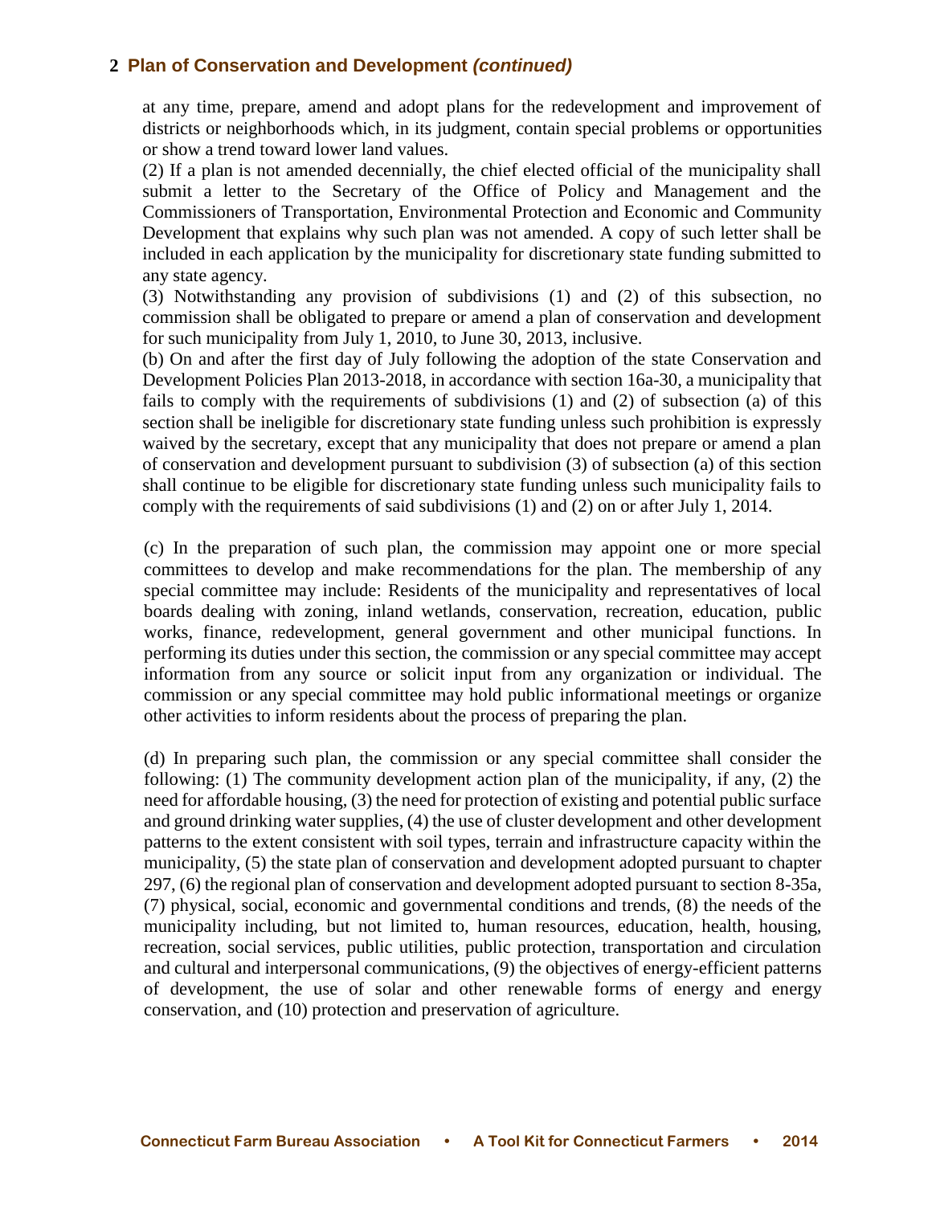## 2 Plan of Conservation and Development *(continued)*

at any time, prepare, amend and adopt plans for the redevelopment and improvement of districts or neighborhoods which, in its judgment, contain special problems or opportunities or show a trend toward lower land values.

(2) If a plan is not amended decennially, the chief elected official of the municipality shall submit a letter to the Secretary of the Office of Policy and Management and the Commissioners of Transportation, Environmental Protection and Economic and Community Development that explains why such plan was not amended. A copy of such letter shall be included in each application by the municipality for discretionary state funding submitted to any state agency.

(3) Notwithstanding any provision of subdivisions (1) and (2) of this subsection, no commission shall be obligated to prepare or amend a plan of conservation and development for such municipality from July 1, 2010, to June 30, 2013, inclusive.

(b) On and after the first day of July following the adoption of the state Conservation and Development Policies Plan 2013-2018, in accordance with section 16a-30, a municipality that fails to comply with the requirements of subdivisions (1) and (2) of subsection (a) of this section shall be ineligible for discretionary state funding unless such prohibition is expressly waived by the secretary, except that any municipality that does not prepare or amend a plan of conservation and development pursuant to subdivision (3) of subsection (a) of this section shall continue to be eligible for discretionary state funding unless such municipality fails to comply with the requirements of said subdivisions (1) and (2) on or after July 1, 2014.

(c) In the preparation of such plan, the commission may appoint one or more special committees to develop and make recommendations for the plan. The membership of any special committee may include: Residents of the municipality and representatives of local boards dealing with zoning, inland wetlands, conservation, recreation, education, public works, finance, redevelopment, general government and other municipal functions. In performing its duties under this section, the commission or any special committee may accept information from any source or solicit input from any organization or individual. The commission or any special committee may hold public informational meetings or organize other activities to inform residents about the process of preparing the plan.

(d) In preparing such plan, the commission or any special committee shall consider the following: (1) The community development action plan of the municipality, if any, (2) the need for affordable housing, (3) the need for protection of existing and potential public surface and ground drinking water supplies, (4) the use of cluster development and other development patterns to the extent consistent with soil types, terrain and infrastructure capacity within the municipality, (5) the state plan of conservation and development adopted pursuant to chapter 297, (6) the regional plan of conservation and development adopted pursuant to section 8-35a, (7) physical, social, economic and governmental conditions and trends, (8) the needs of the municipality including, but not limited to, human resources, education, health, housing, recreation, social services, public utilities, public protection, transportation and circulation and cultural and interpersonal communications, (9) the objectives of energy-efficient patterns of development, the use of solar and other renewable forms of energy and energy conservation, and (10) protection and preservation of agriculture.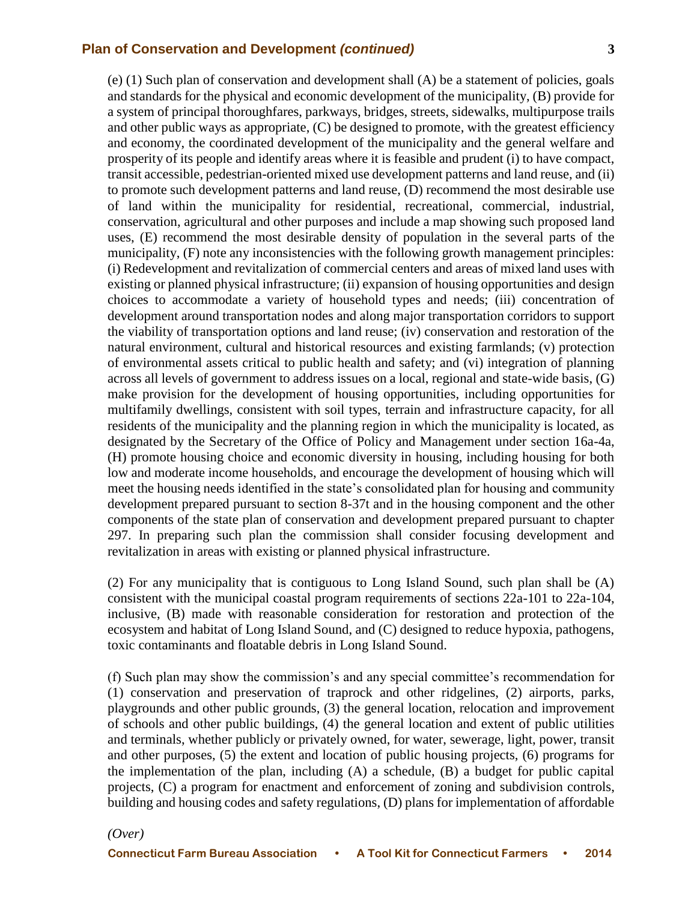(e) (1) Such plan of conservation and development shall (A) be a statement of policies, goals and standards for the physical and economic development of the municipality, (B) provide for a system of principal thoroughfares, parkways, bridges, streets, sidewalks, multipurpose trails and other public ways as appropriate, (C) be designed to promote, with the greatest efficiency and economy, the coordinated development of the municipality and the general welfare and prosperity of its people and identify areas where it is feasible and prudent (i) to have compact, transit accessible, pedestrian-oriented mixed use development patterns and land reuse, and (ii) to promote such development patterns and land reuse, (D) recommend the most desirable use of land within the municipality for residential, recreational, commercial, industrial, conservation, agricultural and other purposes and include a map showing such proposed land uses, (E) recommend the most desirable density of population in the several parts of the municipality, (F) note any inconsistencies with the following growth management principles: (i) Redevelopment and revitalization of commercial centers and areas of mixed land uses with existing or planned physical infrastructure; (ii) expansion of housing opportunities and design choices to accommodate a variety of household types and needs; (iii) concentration of development around transportation nodes and along major transportation corridors to support the viability of transportation options and land reuse; (iv) conservation and restoration of the natural environment, cultural and historical resources and existing farmlands; (v) protection of environmental assets critical to public health and safety; and (vi) integration of planning across all levels of government to address issues on a local, regional and state-wide basis, (G) make provision for the development of housing opportunities, including opportunities for multifamily dwellings, consistent with soil types, terrain and infrastructure capacity, for all residents of the municipality and the planning region in which the municipality is located, as designated by the Secretary of the Office of Policy and Management under section 16a-4a, (H) promote housing choice and economic diversity in housing, including housing for both low and moderate income households, and encourage the development of housing which will meet the housing needs identified in the state's consolidated plan for housing and community development prepared pursuant to section 8-37t and in the housing component and the other components of the state plan of conservation and development prepared pursuant to chapter 297. In preparing such plan the commission shall consider focusing development and revitalization in areas with existing or planned physical infrastructure.

(2) For any municipality that is contiguous to Long Island Sound, such plan shall be (A) consistent with the municipal coastal program requirements of sections 22a-101 to 22a-104, inclusive, (B) made with reasonable consideration for restoration and protection of the ecosystem and habitat of Long Island Sound, and (C) designed to reduce hypoxia, pathogens, toxic contaminants and floatable debris in Long Island Sound.

(f) Such plan may show the commission's and any special committee's recommendation for (1) conservation and preservation of traprock and other ridgelines, (2) airports, parks, playgrounds and other public grounds, (3) the general location, relocation and improvement of schools and other public buildings, (4) the general location and extent of public utilities and terminals, whether publicly or privately owned, for water, sewerage, light, power, transit and other purposes, (5) the extent and location of public housing projects, (6) programs for the implementation of the plan, including (A) a schedule, (B) a budget for public capital projects, (C) a program for enactment and enforcement of zoning and subdivision controls, building and housing codes and safety regulations, (D) plans for implementation of affordable

*(Over)*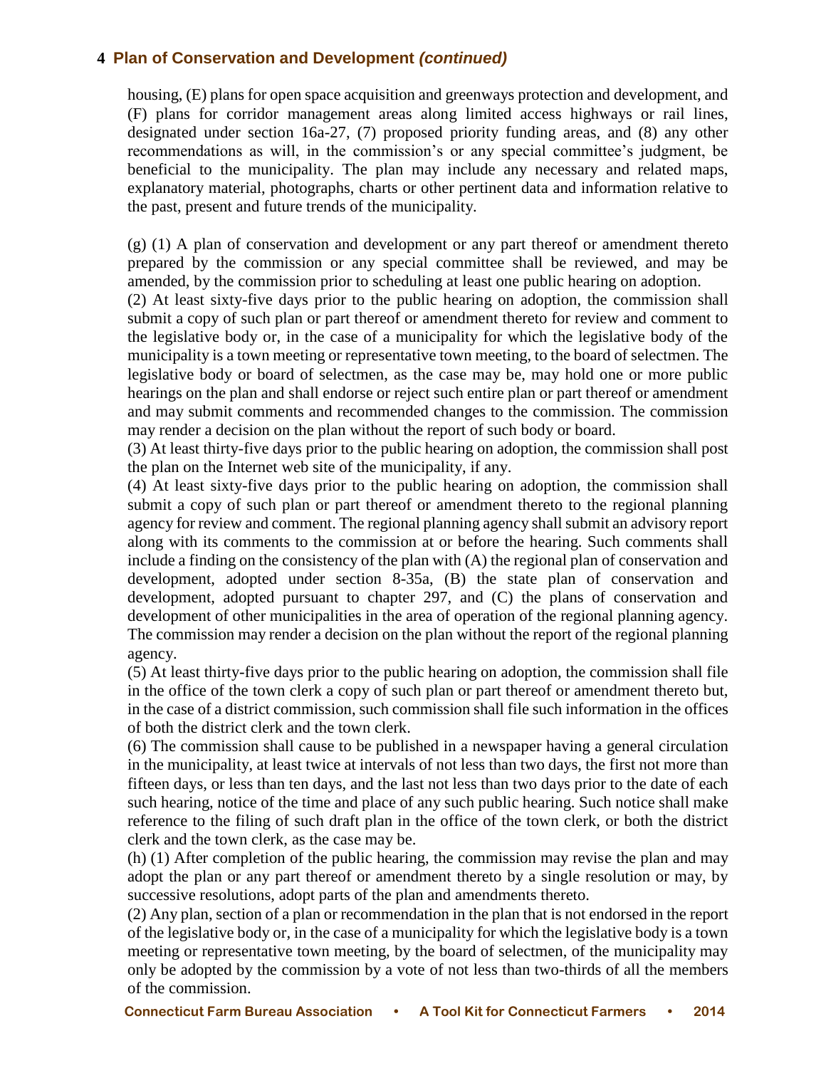## 4 Plan of Conservation and Development *(continued)*

housing, (E) plans for open space acquisition and greenways protection and development, and (F) plans for corridor management areas along limited access highways or rail lines, designated under section 16a-27, (7) proposed priority funding areas, and (8) any other recommendations as will, in the commission's or any special committee's judgment, be beneficial to the municipality. The plan may include any necessary and related maps, explanatory material, photographs, charts or other pertinent data and information relative to the past, present and future trends of the municipality.

(g) (1) A plan of conservation and development or any part thereof or amendment thereto prepared by the commission or any special committee shall be reviewed, and may be amended, by the commission prior to scheduling at least one public hearing on adoption.
(2) At least sixty-five days prior to the public hearing on adoption, the commission shall submit a copy of such plan or part thereof or amendment thereto for review and comment to the legislative body or, in the case of a municipality for which the legislative body of the municipality is a town meeting or representative town meeting, to the board of selectmen. The legislative body or board of selectmen, as the case may be, may hold one or more public hearings on the plan and shall endorse or reject such entire plan or part thereof or amendment and may submit comments and recommended changes to the commission. The commission may render a decision on the plan without the report of such body or board.
(3) At least thirty-five days prior to the public hearing on adoption, the commission shall post the plan on the Internet web site of the municipality, if any.
(4) At least sixty-five days prior to the public hearing on adoption, the commission shall submit a copy of such plan or part thereof or amendment thereto to the regional planning agency for review and comment. The regional planning agency shall submit an advisory report along with its comments to the commission at or before the hearing. Such comments shall include a finding on the consistency of the plan with (A) the regional plan of conservation and development, adopted under section 8-35a, (B) the state plan of conservation and development, adopted pursuant to chapter 297, and (C) the plans of conservation and development of other municipalities in the area of operation of the regional planning agency. The commission may render a decision on the plan without the report of the regional planning agency.
(5) At least thirty-five days prior to the public hearing on adoption, the commission shall file in the office of the town clerk a copy of such plan or part thereof or amendment thereto but, in the case of a district commission, such commission shall file such information in the offices of both the district clerk and the town clerk.
(6) The commission shall cause to be published in a newspaper having a general circulation in the municipality, at least twice at intervals of not less than two days, the first not more than fifteen days, or less than ten days, and the last not less than two days prior to the date of each such hearing, notice of the time and place of any such public hearing. Such notice shall make reference to the filing of such draft plan in the office of the town clerk, or both the district clerk and the town clerk, as the case may be.
(h) (1) After completion of the public hearing, the commission may revise the plan and may adopt the plan or any part thereof or amendment thereto by a single resolution or may, by successive resolutions, adopt parts of the plan and amendments thereto.
(2) Any plan, section of a plan or recommendation in the plan that is not endorsed in the report of the legislative body or, in the case of a municipality for which the legislative body is a town meeting or representative town meeting, by the board of selectmen, of the municipality may only be adopted by the commission by a vote of not less than two-thirds of all the members of the commission.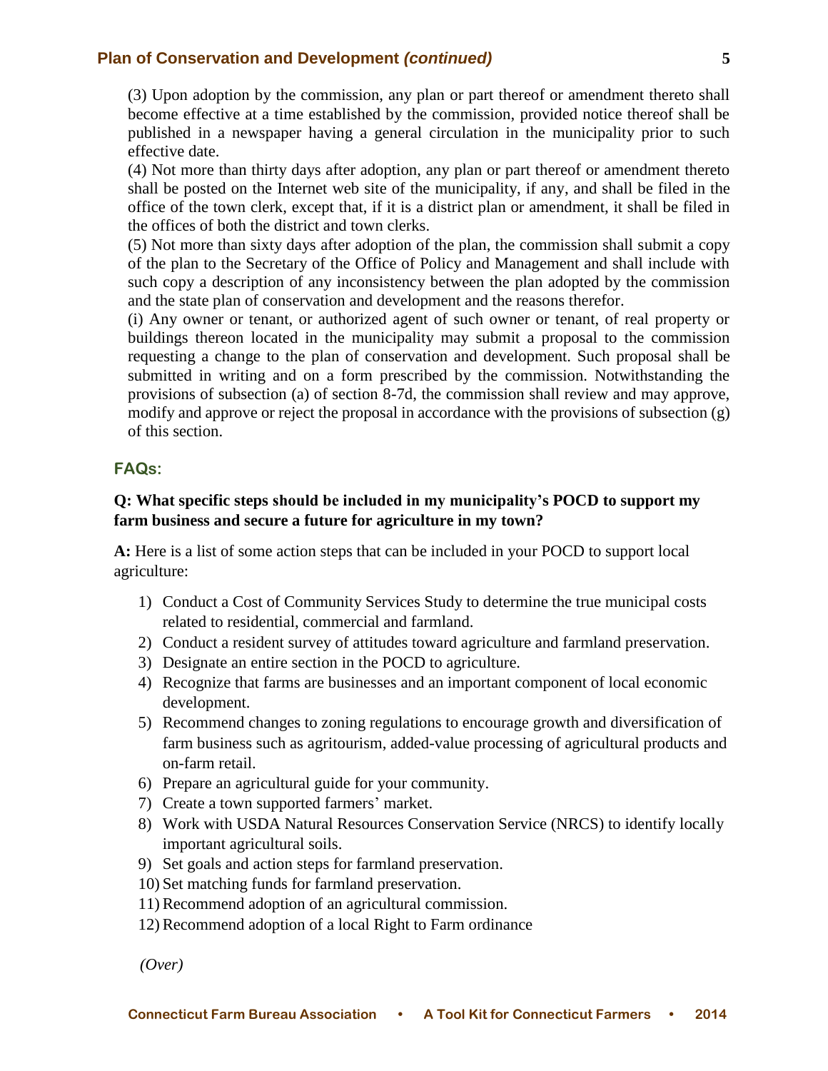(3) Upon adoption by the commission, any plan or part thereof or amendment thereto shall become effective at a time established by the commission, provided notice thereof shall be published in a newspaper having a general circulation in the municipality prior to such effective date.

(4) Not more than thirty days after adoption, any plan or part thereof or amendment thereto shall be posted on the Internet web site of the municipality, if any, and shall be filed in the office of the town clerk, except that, if it is a district plan or amendment, it shall be filed in the offices of both the district and town clerks.

(5) Not more than sixty days after adoption of the plan, the commission shall submit a copy of the plan to the Secretary of the Office of Policy and Management and shall include with such copy a description of any inconsistency between the plan adopted by the commission and the state plan of conservation and development and the reasons therefor.

(i) Any owner or tenant, or authorized agent of such owner or tenant, of real property or buildings thereon located in the municipality may submit a proposal to the commission requesting a change to the plan of conservation and development. Such proposal shall be submitted in writing and on a form prescribed by the commission. Notwithstanding the provisions of subsection (a) of section 8-7d, the commission shall review and may approve, modify and approve or reject the proposal in accordance with the provisions of subsection (g) of this section.

## FAQs:

**Q: What specific steps should be included in my municipality's POCD to support my farm business and secure a future for agriculture in my town?**

**A:** Here is a list of some action steps that can be included in your POCD to support local agriculture:

1) Conduct a Cost of Community Services Study to determine the true municipal costs related to residential, commercial and farmland.
2) Conduct a resident survey of attitudes toward agriculture and farmland preservation.
3) Designate an entire section in the POCD to agriculture.
4) Recognize that farms are businesses and an important component of local economic development.
5) Recommend changes to zoning regulations to encourage growth and diversification of farm business such as agritourism, added-value processing of agricultural products and on-farm retail.
6) Prepare an agricultural guide for your community.
7) Create a town supported farmers' market.
8) Work with USDA Natural Resources Conservation Service (NRCS) to identify locally important agricultural soils.
9) Set goals and action steps for farmland preservation.
10) Set matching funds for farmland preservation.
11) Recommend adoption of an agricultural commission.
12) Recommend adoption of a local Right to Farm ordinance

*(Over)*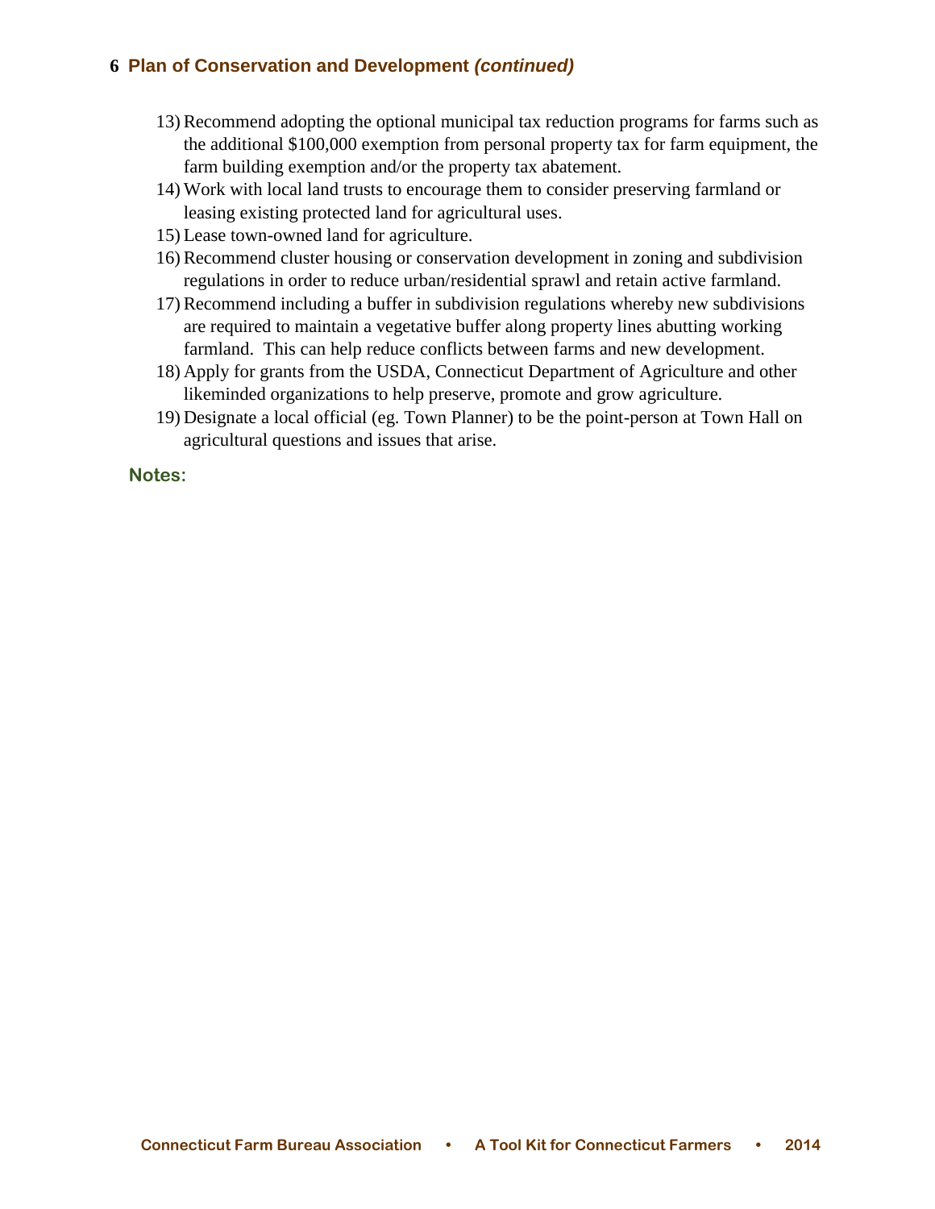## 6 Plan of Conservation and Development *(continued)*

13) Recommend adopting the optional municipal tax reduction programs for farms such as the additional $100,000 exemption from personal property tax for farm equipment, the farm building exemption and/or the property tax abatement.
14) Work with local land trusts to encourage them to consider preserving farmland or leasing existing protected land for agricultural uses.
15) Lease town-owned land for agriculture.
16) Recommend cluster housing or conservation development in zoning and subdivision regulations in order to reduce urban/residential sprawl and retain active farmland.
17) Recommend including a buffer in subdivision regulations whereby new subdivisions are required to maintain a vegetative buffer along property lines abutting working farmland. This can help reduce conflicts between farms and new development.
18) Apply for grants from the USDA, Connecticut Department of Agriculture and other likeminded organizations to help preserve, promote and grow agriculture.
19) Designate a local official (eg. Town Planner) to be the point-person at Town Hall on agricultural questions and issues that arise.

**Notes:**